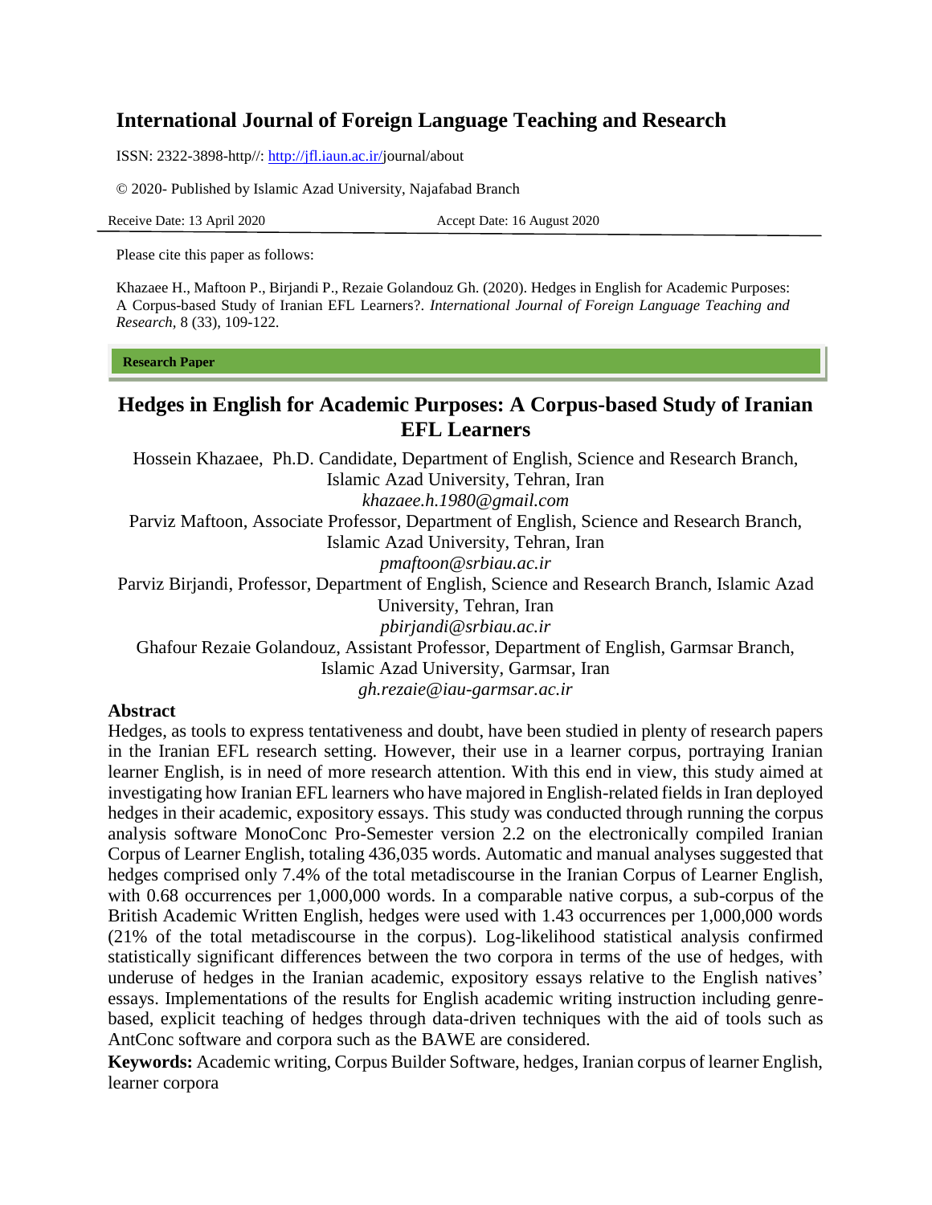# International Journal of Foreign Language Teaching and Research

ISSN: 2322-3898-http//: http://jfl.iaun.ac.ir/journal/about

© 2020- Published by Islamic Azad University, Najafabad Branch

Receive Date: 13 April 2020 Accept Date: 16 August 2020

Please cite this paper as follows:

Khazaee H., Maftoon P., Birjandi P., Rezaie Golandouz Gh. (2020). Hedges in English for Academic Purposes: A Corpus-based Study of Iranian EFL Learners?. *International Journal of Foreign Language Teaching and Research,* 8 (33), 109-122.

**Research Paper**

## Hedges in English for Academic Purposes: A Corpus-based Study of Iranian EFL Learners

Hossein Khazaee, Ph.D. Candidate, Department of English, Science and Research Branch, Islamic Azad University, Tehran, Iran
*khazaee.h.1980@gmail.com*

Parviz Maftoon, Associate Professor, Department of English, Science and Research Branch, Islamic Azad University, Tehran, Iran
*pmaftoon@srbiau.ac.ir*

Parviz Birjandi, Professor, Department of English, Science and Research Branch, Islamic Azad University, Tehran, Iran
*pbirjandi@srbiau.ac.ir*

Ghafour Rezaie Golandouz, Assistant Professor, Department of English, Garmsar Branch, Islamic Azad University, Garmsar, Iran
*gh.rezaie@iau-garmsar.ac.ir*

### Abstract

Hedges, as tools to express tentativeness and doubt, have been studied in plenty of research papers in the Iranian EFL research setting. However, their use in a learner corpus, portraying Iranian learner English, is in need of more research attention. With this end in view, this study aimed at investigating how Iranian EFL learners who have majored in English-related fields in Iran deployed hedges in their academic, expository essays. This study was conducted through running the corpus analysis software MonoConc Pro-Semester version 2.2 on the electronically compiled Iranian Corpus of Learner English, totaling 436,035 words. Automatic and manual analyses suggested that hedges comprised only 7.4% of the total metadiscourse in the Iranian Corpus of Learner English, with 0.68 occurrences per 1,000,000 words. In a comparable native corpus, a sub-corpus of the British Academic Written English, hedges were used with 1.43 occurrences per 1,000,000 words (21% of the total metadiscourse in the corpus). Log-likelihood statistical analysis confirmed statistically significant differences between the two corpora in terms of the use of hedges, with underuse of hedges in the Iranian academic, expository essays relative to the English natives' essays. Implementations of the results for English academic writing instruction including genre-based, explicit teaching of hedges through data-driven techniques with the aid of tools such as AntConc software and corpora such as the BAWE are considered.

**Keywords:** Academic writing, Corpus Builder Software, hedges, Iranian corpus of learner English, learner corpora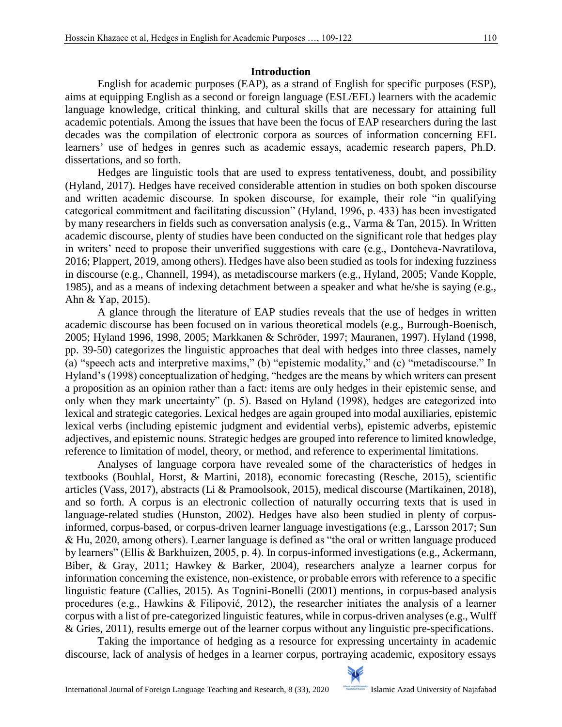## Introduction

English for academic purposes (EAP), as a strand of English for specific purposes (ESP), aims at equipping English as a second or foreign language (ESL/EFL) learners with the academic language knowledge, critical thinking, and cultural skills that are necessary for attaining full academic potentials. Among the issues that have been the focus of EAP researchers during the last decades was the compilation of electronic corpora as sources of information concerning EFL learners' use of hedges in genres such as academic essays, academic research papers, Ph.D. dissertations, and so forth.

Hedges are linguistic tools that are used to express tentativeness, doubt, and possibility (Hyland, 2017). Hedges have received considerable attention in studies on both spoken discourse and written academic discourse. In spoken discourse, for example, their role "in qualifying categorical commitment and facilitating discussion" (Hyland, 1996, p. 433) has been investigated by many researchers in fields such as conversation analysis (e.g., Varma & Tan, 2015). In Written academic discourse, plenty of studies have been conducted on the significant role that hedges play in writers' need to propose their unverified suggestions with care (e.g., Dontcheva-Navratilova, 2016; Plappert, 2019, among others). Hedges have also been studied as tools for indexing fuzziness in discourse (e.g., Channell, 1994), as metadiscourse markers (e.g., Hyland, 2005; Vande Kopple, 1985), and as a means of indexing detachment between a speaker and what he/she is saying (e.g., Ahn & Yap, 2015).

A glance through the literature of EAP studies reveals that the use of hedges in written academic discourse has been focused on in various theoretical models (e.g., Burrough-Boenisch, 2005; Hyland 1996, 1998, 2005; Markkanen & Schröder, 1997; Mauranen, 1997). Hyland (1998, pp. 39-50) categorizes the linguistic approaches that deal with hedges into three classes, namely (a) "speech acts and interpretive maxims," (b) "epistemic modality," and (c) "metadiscourse." In Hyland's (1998) conceptualization of hedging, "hedges are the means by which writers can present a proposition as an opinion rather than a fact: items are only hedges in their epistemic sense, and only when they mark uncertainty" (p. 5). Based on Hyland (1998), hedges are categorized into lexical and strategic categories. Lexical hedges are again grouped into modal auxiliaries, epistemic lexical verbs (including epistemic judgment and evidential verbs), epistemic adverbs, epistemic adjectives, and epistemic nouns. Strategic hedges are grouped into reference to limited knowledge, reference to limitation of model, theory, or method, and reference to experimental limitations.

Analyses of language corpora have revealed some of the characteristics of hedges in textbooks (Bouhlal, Horst, & Martini, 2018), economic forecasting (Resche, 2015), scientific articles (Vass, 2017), abstracts (Li & Pramoolsook, 2015), medical discourse (Martikainen, 2018), and so forth. A corpus is an electronic collection of naturally occurring texts that is used in language-related studies (Hunston, 2002). Hedges have also been studied in plenty of corpus-informed, corpus-based, or corpus-driven learner language investigations (e.g., Larsson 2017; Sun & Hu, 2020, among others). Learner language is defined as "the oral or written language produced by learners" (Ellis & Barkhuizen, 2005, p. 4). In corpus-informed investigations (e.g., Ackermann, Biber, & Gray, 2011; Hawkey & Barker, 2004), researchers analyze a learner corpus for information concerning the existence, non-existence, or probable errors with reference to a specific linguistic feature (Callies, 2015). As Tognini-Bonelli (2001) mentions, in corpus-based analysis procedures (e.g., Hawkins & Filipović, 2012), the researcher initiates the analysis of a learner corpus with a list of pre-categorized linguistic features, while in corpus-driven analyses (e.g., Wulff & Gries, 2011), results emerge out of the learner corpus without any linguistic pre-specifications.

Taking the importance of hedging as a resource for expressing uncertainty in academic discourse, lack of analysis of hedges in a learner corpus, portraying academic, expository essays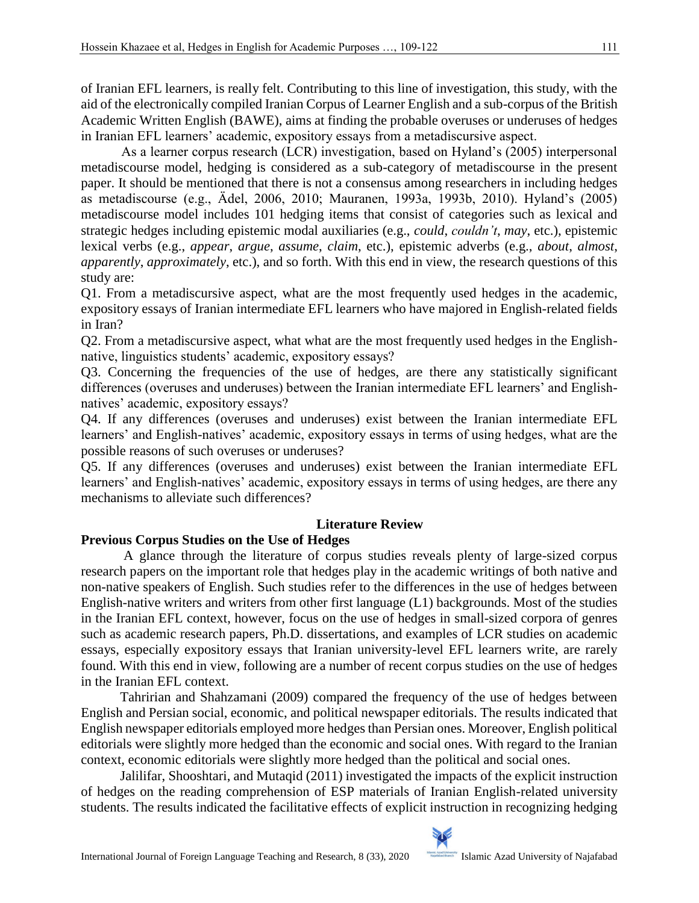of Iranian EFL learners, is really felt. Contributing to this line of investigation, this study, with the aid of the electronically compiled Iranian Corpus of Learner English and a sub-corpus of the British Academic Written English (BAWE), aims at finding the probable overuses or underuses of hedges in Iranian EFL learners' academic, expository essays from a metadiscursive aspect.

As a learner corpus research (LCR) investigation, based on Hyland's (2005) interpersonal metadiscourse model, hedging is considered as a sub-category of metadiscourse in the present paper. It should be mentioned that there is not a consensus among researchers in including hedges as metadiscourse (e.g., Ädel, 2006, 2010; Mauranen, 1993a, 1993b, 2010). Hyland's (2005) metadiscourse model includes 101 hedging items that consist of categories such as lexical and strategic hedges including epistemic modal auxiliaries (e.g., *could*, *couldn't*, *may*, etc.), epistemic lexical verbs (e.g., *appear*, *argue*, *assume*, *claim*, etc.), epistemic adverbs (e.g., *about*, *almost*, *apparently*, *approximately*, etc.), and so forth. With this end in view, the research questions of this study are:

Q1. From a metadiscursive aspect, what are the most frequently used hedges in the academic, expository essays of Iranian intermediate EFL learners who have majored in English-related fields in Iran?

Q2. From a metadiscursive aspect, what what are the most frequently used hedges in the English-native, linguistics students' academic, expository essays?

Q3. Concerning the frequencies of the use of hedges, are there any statistically significant differences (overuses and underuses) between the Iranian intermediate EFL learners' and English-natives' academic, expository essays?

Q4. If any differences (overuses and underuses) exist between the Iranian intermediate EFL learners' and English-natives' academic, expository essays in terms of using hedges, what are the possible reasons of such overuses or underuses?

Q5. If any differences (overuses and underuses) exist between the Iranian intermediate EFL learners' and English-natives' academic, expository essays in terms of using hedges, are there any mechanisms to alleviate such differences?

## Literature Review

### Previous Corpus Studies on the Use of Hedges

A glance through the literature of corpus studies reveals plenty of large-sized corpus research papers on the important role that hedges play in the academic writings of both native and non-native speakers of English. Such studies refer to the differences in the use of hedges between English-native writers and writers from other first language (L1) backgrounds. Most of the studies in the Iranian EFL context, however, focus on the use of hedges in small-sized corpora of genres such as academic research papers, Ph.D. dissertations, and examples of LCR studies on academic essays, especially expository essays that Iranian university-level EFL learners write, are rarely found. With this end in view, following are a number of recent corpus studies on the use of hedges in the Iranian EFL context.

Tahririan and Shahzamani (2009) compared the frequency of the use of hedges between English and Persian social, economic, and political newspaper editorials. The results indicated that English newspaper editorials employed more hedges than Persian ones. Moreover, English political editorials were slightly more hedged than the economic and social ones. With regard to the Iranian context, economic editorials were slightly more hedged than the political and social ones.

Jalilifar, Shooshtari, and Mutaqid (2011) investigated the impacts of the explicit instruction of hedges on the reading comprehension of ESP materials of Iranian English-related university students. The results indicated the facilitative effects of explicit instruction in recognizing hedging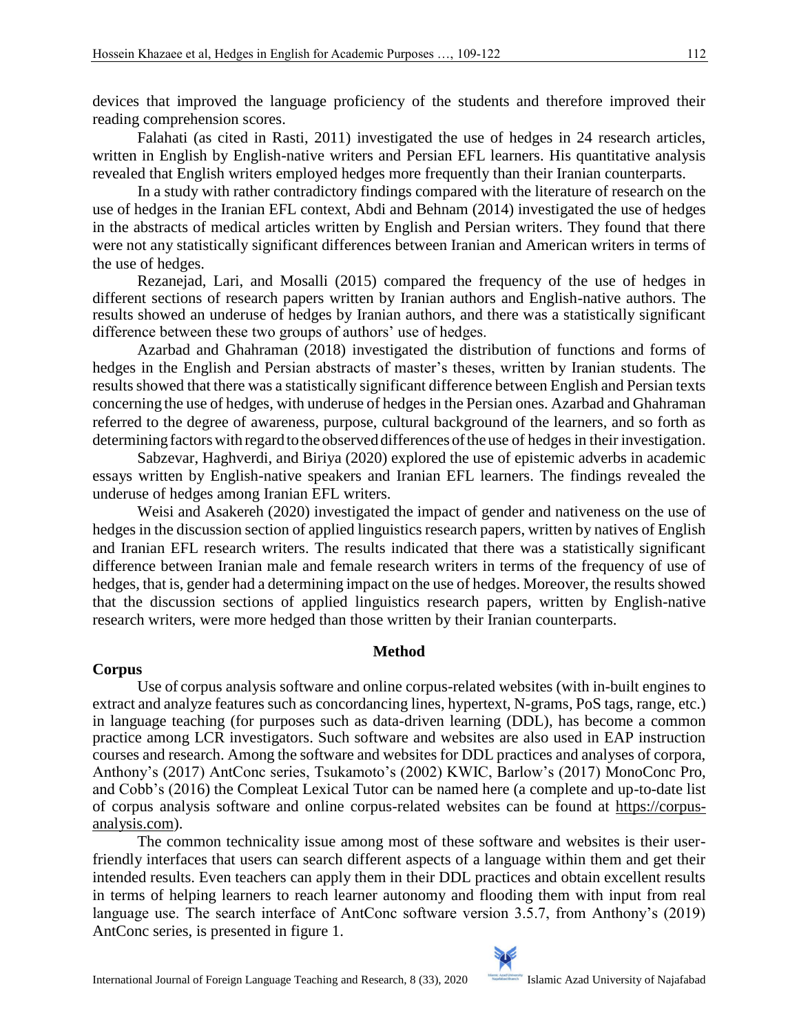devices that improved the language proficiency of the students and therefore improved their reading comprehension scores.

Falahati (as cited in Rasti, 2011) investigated the use of hedges in 24 research articles, written in English by English-native writers and Persian EFL learners. His quantitative analysis revealed that English writers employed hedges more frequently than their Iranian counterparts.

In a study with rather contradictory findings compared with the literature of research on the use of hedges in the Iranian EFL context, Abdi and Behnam (2014) investigated the use of hedges in the abstracts of medical articles written by English and Persian writers. They found that there were not any statistically significant differences between Iranian and American writers in terms of the use of hedges.

Rezanejad, Lari, and Mosalli (2015) compared the frequency of the use of hedges in different sections of research papers written by Iranian authors and English-native authors. The results showed an underuse of hedges by Iranian authors, and there was a statistically significant difference between these two groups of authors' use of hedges.

Azarbad and Ghahraman (2018) investigated the distribution of functions and forms of hedges in the English and Persian abstracts of master's theses, written by Iranian students. The results showed that there was a statistically significant difference between English and Persian texts concerning the use of hedges, with underuse of hedges in the Persian ones. Azarbad and Ghahraman referred to the degree of awareness, purpose, cultural background of the learners, and so forth as determining factors with regard to the observed differences of the use of hedges in their investigation.

Sabzevar, Haghverdi, and Biriya (2020) explored the use of epistemic adverbs in academic essays written by English-native speakers and Iranian EFL learners. The findings revealed the underuse of hedges among Iranian EFL writers.

Weisi and Asakereh (2020) investigated the impact of gender and nativeness on the use of hedges in the discussion section of applied linguistics research papers, written by natives of English and Iranian EFL research writers. The results indicated that there was a statistically significant difference between Iranian male and female research writers in terms of the frequency of use of hedges, that is, gender had a determining impact on the use of hedges. Moreover, the results showed that the discussion sections of applied linguistics research papers, written by English-native research writers, were more hedged than those written by their Iranian counterparts.

## Method

### Corpus

Use of corpus analysis software and online corpus-related websites (with in-built engines to extract and analyze features such as concordancing lines, hypertext, N-grams, PoS tags, range, etc.) in language teaching (for purposes such as data-driven learning (DDL), has become a common practice among LCR investigators. Such software and websites are also used in EAP instruction courses and research. Among the software and websites for DDL practices and analyses of corpora, Anthony's (2017) AntConc series, Tsukamoto's (2002) KWIC, Barlow's (2017) MonoConc Pro, and Cobb's (2016) the Compleat Lexical Tutor can be named here (a complete and up-to-date list of corpus analysis software and online corpus-related websites can be found at https://corpus-analysis.com).

The common technicality issue among most of these software and websites is their user-friendly interfaces that users can search different aspects of a language within them and get their intended results. Even teachers can apply them in their DDL practices and obtain excellent results in terms of helping learners to reach learner autonomy and flooding them with input from real language use. The search interface of AntConc software version 3.5.7, from Anthony's (2019) AntConc series, is presented in figure 1.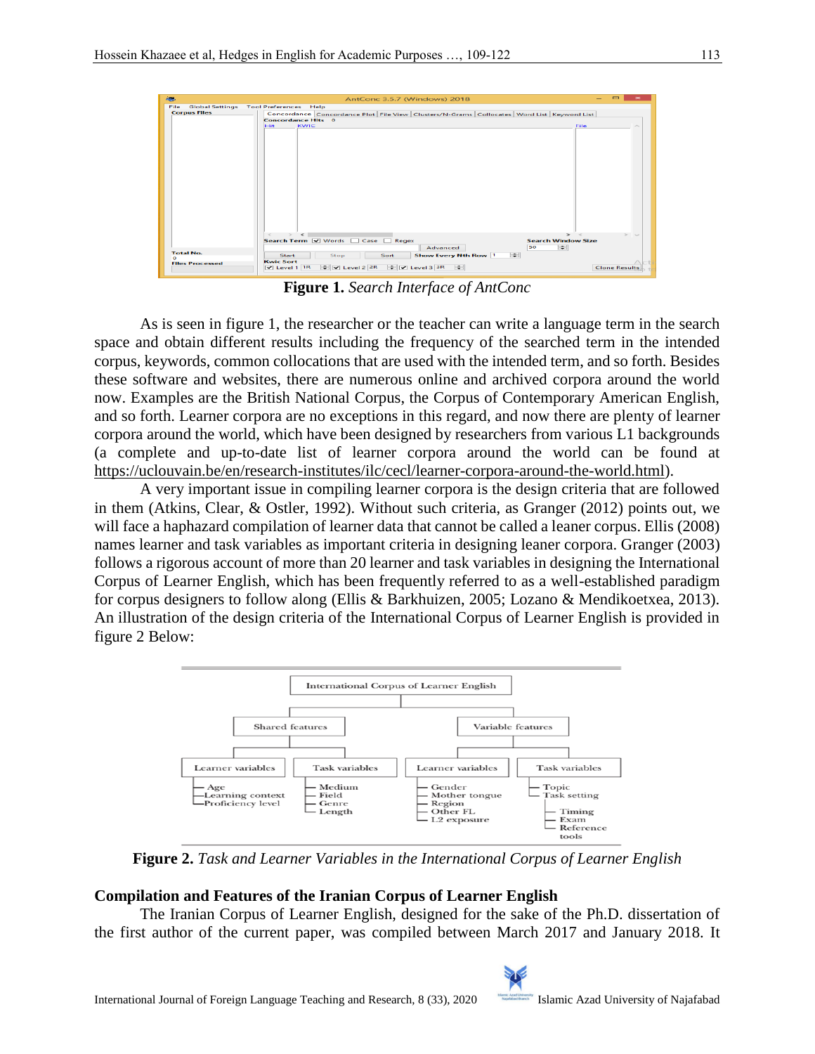**Figure 1.** *Search Interface of AntConc*

As is seen in figure 1, the researcher or the teacher can write a language term in the search space and obtain different results including the frequency of the searched term in the intended corpus, keywords, common collocations that are used with the intended term, and so forth. Besides these software and websites, there are numerous online and archived corpora around the world now. Examples are the British National Corpus, the Corpus of Contemporary American English, and so forth. Learner corpora are no exceptions in this regard, and now there are plenty of learner corpora around the world, which have been designed by researchers from various L1 backgrounds (a complete and up-to-date list of learner corpora around the world can be found at https://uclouvain.be/en/research-institutes/ilc/cecl/learner-corpora-around-the-world.html).

A very important issue in compiling learner corpora is the design criteria that are followed in them (Atkins, Clear, & Ostler, 1992). Without such criteria, as Granger (2012) points out, we will face a haphazard compilation of learner data that cannot be called a leaner corpus. Ellis (2008) names learner and task variables as important criteria in designing leaner corpora. Granger (2003) follows a rigorous account of more than 20 learner and task variables in designing the International Corpus of Learner English, which has been frequently referred to as a well-established paradigm for corpus designers to follow along (Ellis & Barkhuizen, 2005; Lozano & Mendikoetxea, 2013). An illustration of the design criteria of the International Corpus of Learner English is provided in figure 2 Below:

**Figure 2.** *Task and Learner Variables in the International Corpus of Learner English*

## Compilation and Features of the Iranian Corpus of Learner English

The Iranian Corpus of Learner English, designed for the sake of the Ph.D. dissertation of the first author of the current paper, was compiled between March 2017 and January 2018. It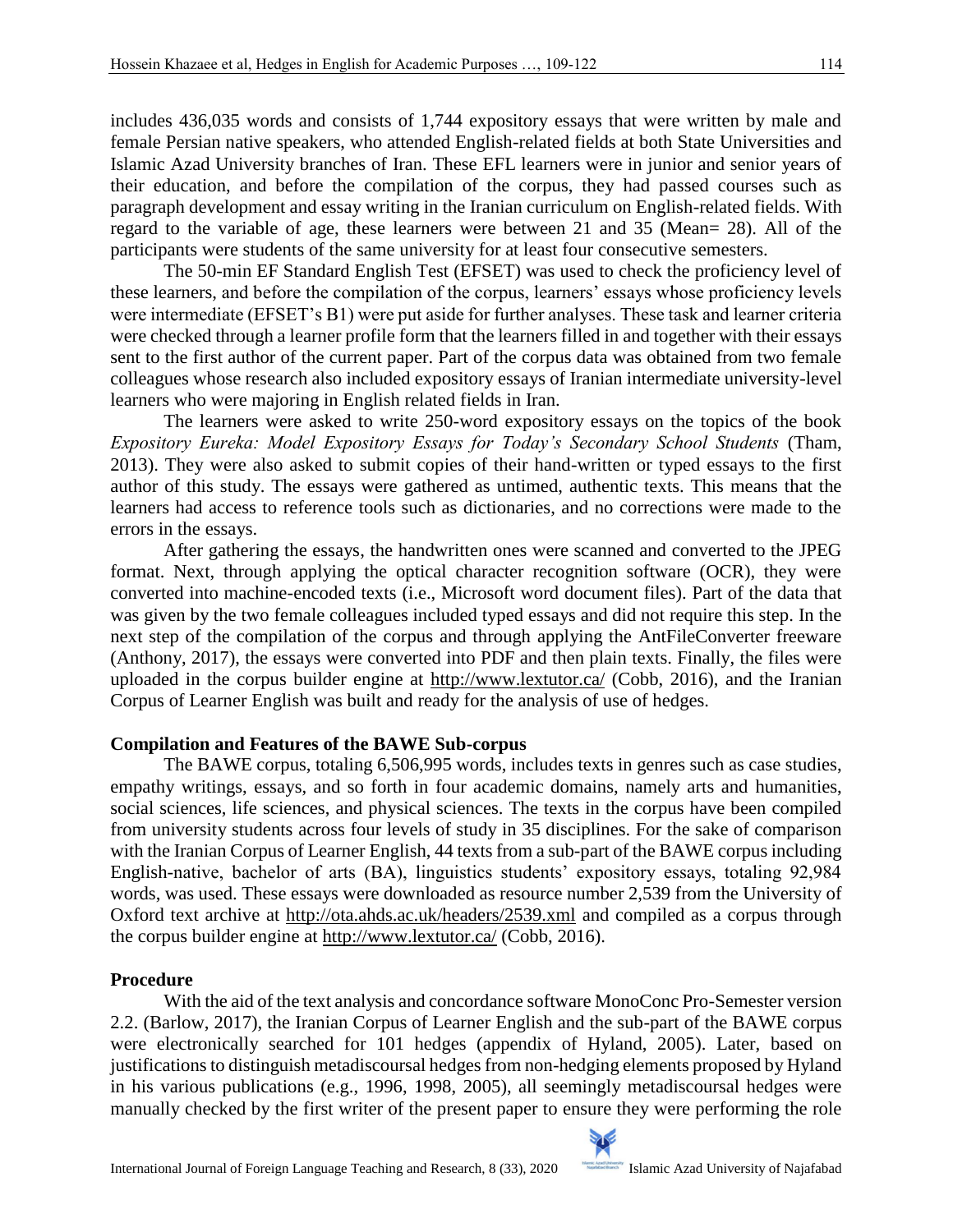includes 436,035 words and consists of 1,744 expository essays that were written by male and female Persian native speakers, who attended English-related fields at both State Universities and Islamic Azad University branches of Iran. These EFL learners were in junior and senior years of their education, and before the compilation of the corpus, they had passed courses such as paragraph development and essay writing in the Iranian curriculum on English-related fields. With regard to the variable of age, these learners were between 21 and 35 (Mean= 28). All of the participants were students of the same university for at least four consecutive semesters.

The 50-min EF Standard English Test (EFSET) was used to check the proficiency level of these learners, and before the compilation of the corpus, learners' essays whose proficiency levels were intermediate (EFSET's B1) were put aside for further analyses. These task and learner criteria were checked through a learner profile form that the learners filled in and together with their essays sent to the first author of the current paper. Part of the corpus data was obtained from two female colleagues whose research also included expository essays of Iranian intermediate university-level learners who were majoring in English related fields in Iran.

The learners were asked to write 250-word expository essays on the topics of the book *Expository Eureka: Model Expository Essays for Today's Secondary School Students* (Tham, 2013). They were also asked to submit copies of their hand-written or typed essays to the first author of this study. The essays were gathered as untimed, authentic texts. This means that the learners had access to reference tools such as dictionaries, and no corrections were made to the errors in the essays.

After gathering the essays, the handwritten ones were scanned and converted to the JPEG format. Next, through applying the optical character recognition software (OCR), they were converted into machine-encoded texts (i.e., Microsoft word document files). Part of the data that was given by the two female colleagues included typed essays and did not require this step. In the next step of the compilation of the corpus and through applying the AntFileConverter freeware (Anthony, 2017), the essays were converted into PDF and then plain texts. Finally, the files were uploaded in the corpus builder engine at http://www.lextutor.ca/ (Cobb, 2016), and the Iranian Corpus of Learner English was built and ready for the analysis of use of hedges.

**Compilation and Features of the BAWE Sub-corpus**

The BAWE corpus, totaling 6,506,995 words, includes texts in genres such as case studies, empathy writings, essays, and so forth in four academic domains, namely arts and humanities, social sciences, life sciences, and physical sciences. The texts in the corpus have been compiled from university students across four levels of study in 35 disciplines. For the sake of comparison with the Iranian Corpus of Learner English, 44 texts from a sub-part of the BAWE corpus including English-native, bachelor of arts (BA), linguistics students' expository essays, totaling 92,984 words, was used. These essays were downloaded as resource number 2,539 from the University of Oxford text archive at http://ota.ahds.ac.uk/headers/2539.xml and compiled as a corpus through the corpus builder engine at http://www.lextutor.ca/ (Cobb, 2016).

**Procedure**

With the aid of the text analysis and concordance software MonoConc Pro-Semester version 2.2. (Barlow, 2017), the Iranian Corpus of Learner English and the sub-part of the BAWE corpus were electronically searched for 101 hedges (appendix of Hyland, 2005). Later, based on justifications to distinguish metadiscoursal hedges from non-hedging elements proposed by Hyland in his various publications (e.g., 1996, 1998, 2005), all seemingly metadiscoursal hedges were manually checked by the first writer of the present paper to ensure they were performing the role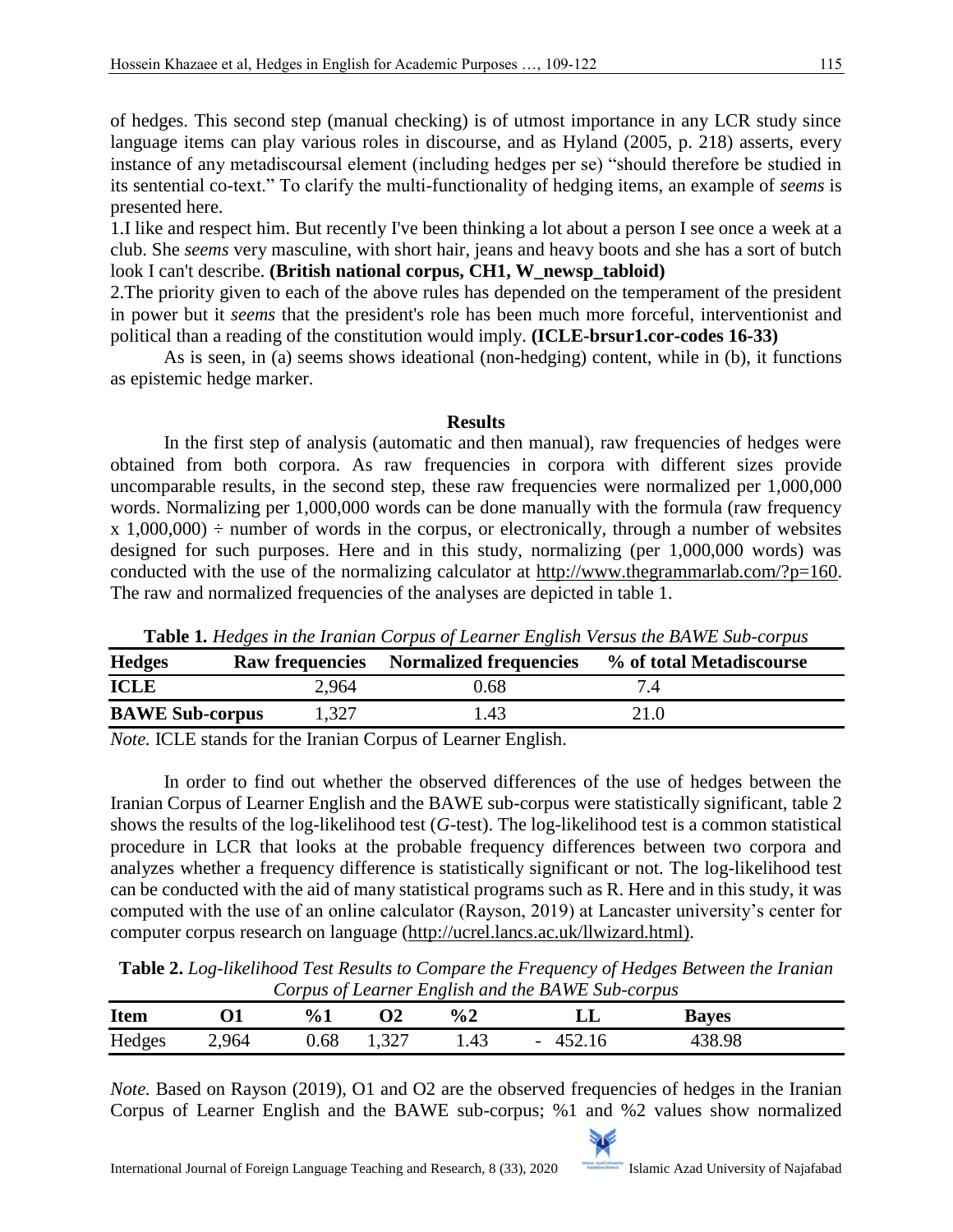of hedges. This second step (manual checking) is of utmost importance in any LCR study since language items can play various roles in discourse, and as Hyland (2005, p. 218) asserts, every instance of any metadiscoursal element (including hedges per se) "should therefore be studied in its sentential co-text." To clarify the multi-functionality of hedging items, an example of *seems* is presented here.

1.I like and respect him. But recently I've been thinking a lot about a person I see once a week at a club. She *seems* very masculine, with short hair, jeans and heavy boots and she has a sort of butch look I can't describe. **(British national corpus, CH1, W_newsp_tabloid)**

2.The priority given to each of the above rules has depended on the temperament of the president in power but it *seems* that the president's role has been much more forceful, interventionist and political than a reading of the constitution would imply. **(ICLE-brsur1.cor-codes 16-33)**

As is seen, in (a) seems shows ideational (non-hedging) content, while in (b), it functions as epistemic hedge marker.

## Results

In the first step of analysis (automatic and then manual), raw frequencies of hedges were obtained from both corpora. As raw frequencies in corpora with different sizes provide uncomparable results, in the second step, these raw frequencies were normalized per 1,000,000 words. Normalizing per 1,000,000 words can be done manually with the formula (raw frequency x 1,000,000) ÷ number of words in the corpus, or electronically, through a number of websites designed for such purposes. Here and in this study, normalizing (per 1,000,000 words) was conducted with the use of the normalizing calculator at http://www.thegrammarlab.com/?p=160. The raw and normalized frequencies of the analyses are depicted in table 1.

**Table 1.** *Hedges in the Iranian Corpus of Learner English Versus the BAWE Sub-corpus*

| Hedges | Raw frequencies | Normalized frequencies | % of total Metadiscourse |
|---|---|---|---|
| **ICLE** | 2,964 | 0.68 | 7.4 |
| **BAWE Sub-corpus** | 1,327 | 1.43 | 21.0 |

*Note.* ICLE stands for the Iranian Corpus of Learner English.

In order to find out whether the observed differences of the use of hedges between the Iranian Corpus of Learner English and the BAWE sub-corpus were statistically significant, table 2 shows the results of the log-likelihood test (*G*-test). The log-likelihood test is a common statistical procedure in LCR that looks at the probable frequency differences between two corpora and analyzes whether a frequency difference is statistically significant or not. The log-likelihood test can be conducted with the aid of many statistical programs such as R. Here and in this study, it was computed with the use of an online calculator (Rayson, 2019) at Lancaster university's center for computer corpus research on language (http://ucrel.lancs.ac.uk/llwizard.html).

**Table 2.** *Log-likelihood Test Results to Compare the Frequency of Hedges Between the Iranian Corpus of Learner English and the BAWE Sub-corpus*

| Item | O1 | %1 | O2 | %2 | LL | Bayes |
|---|---|---|---|---|---|---|
| Hedges | 2,964 | 0.68 | 1,327 | 1.43 | - 452.16 | 438.98 |

*Note.* Based on Rayson (2019), O1 and O2 are the observed frequencies of hedges in the Iranian Corpus of Learner English and the BAWE sub-corpus; %1 and %2 values show normalized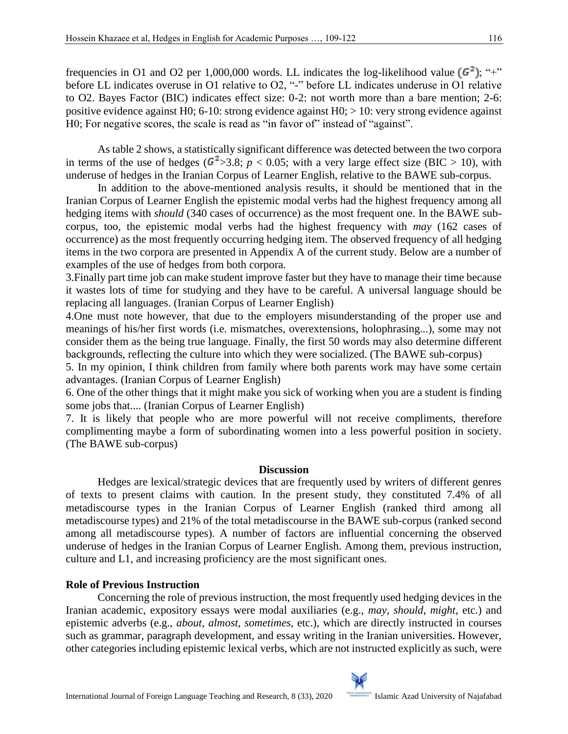frequencies in O1 and O2 per 1,000,000 words. LL indicates the log-likelihood value ($G^2$); "+" before LL indicates overuse in O1 relative to O2, "-" before LL indicates underuse in O1 relative to O2. Bayes Factor (BIC) indicates effect size: 0-2: not worth more than a bare mention; 2-6: positive evidence against H0; 6-10: strong evidence against H0; > 10: very strong evidence against H0; For negative scores, the scale is read as "in favor of" instead of "against".

As table 2 shows, a statistically significant difference was detected between the two corpora in terms of the use of hedges ($G^2$>3.8; $p < 0.05$; with a very large effect size (BIC > 10), with underuse of hedges in the Iranian Corpus of Learner English, relative to the BAWE sub-corpus.

In addition to the above-mentioned analysis results, it should be mentioned that in the Iranian Corpus of Learner English the epistemic modal verbs had the highest frequency among all hedging items with *should* (340 cases of occurrence) as the most frequent one. In the BAWE sub-corpus, too, the epistemic modal verbs had the highest frequency with *may* (162 cases of occurrence) as the most frequently occurring hedging item. The observed frequency of all hedging items in the two corpora are presented in Appendix A of the current study. Below are a number of examples of the use of hedges from both corpora.

3.Finally part time job can make student improve faster but they have to manage their time because it wastes lots of time for studying and they have to be careful. A universal language should be replacing all languages. (Iranian Corpus of Learner English)

4.One must note however, that due to the employers misunderstanding of the proper use and meanings of his/her first words (i.e. mismatches, overextensions, holophrasing...), some may not consider them as the being true language. Finally, the first 50 words may also determine different backgrounds, reflecting the culture into which they were socialized. (The BAWE sub-corpus)

5. In my opinion, I think children from family where both parents work may have some certain advantages. (Iranian Corpus of Learner English)

6. One of the other things that it might make you sick of working when you are a student is finding some jobs that.... (Iranian Corpus of Learner English)

7. It is likely that people who are more powerful will not receive compliments, therefore complimenting maybe a form of subordinating women into a less powerful position in society. (The BAWE sub-corpus)

## Discussion

Hedges are lexical/strategic devices that are frequently used by writers of different genres of texts to present claims with caution. In the present study, they constituted 7.4% of all metadiscourse types in the Iranian Corpus of Learner English (ranked third among all metadiscourse types) and 21% of the total metadiscourse in the BAWE sub-corpus (ranked second among all metadiscourse types). A number of factors are influential concerning the observed underuse of hedges in the Iranian Corpus of Learner English. Among them, previous instruction, culture and L1, and increasing proficiency are the most significant ones.

### Role of Previous Instruction

Concerning the role of previous instruction, the most frequently used hedging devices in the Iranian academic, expository essays were modal auxiliaries (e.g., *may*, *should*, *might*, etc.) and epistemic adverbs (e.g., *about*, *almost*, *sometimes*, etc.), which are directly instructed in courses such as grammar, paragraph development, and essay writing in the Iranian universities. However, other categories including epistemic lexical verbs, which are not instructed explicitly as such, were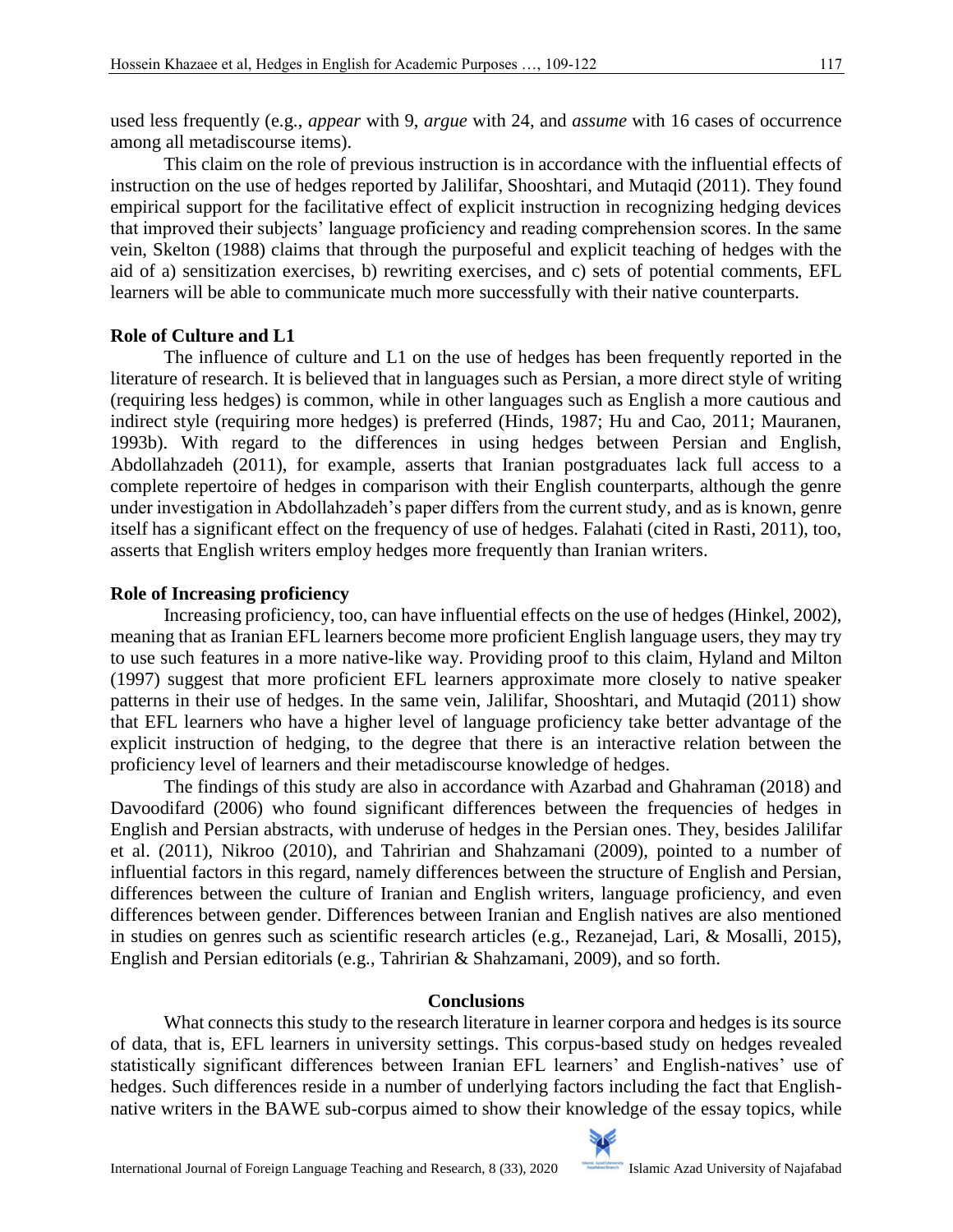used less frequently (e.g., *appear* with 9, *argue* with 24, and *assume* with 16 cases of occurrence among all metadiscourse items).

This claim on the role of previous instruction is in accordance with the influential effects of instruction on the use of hedges reported by Jalilifar, Shooshtari, and Mutaqid (2011). They found empirical support for the facilitative effect of explicit instruction in recognizing hedging devices that improved their subjects' language proficiency and reading comprehension scores. In the same vein, Skelton (1988) claims that through the purposeful and explicit teaching of hedges with the aid of a) sensitization exercises, b) rewriting exercises, and c) sets of potential comments, EFL learners will be able to communicate much more successfully with their native counterparts.

### Role of Culture and L1

The influence of culture and L1 on the use of hedges has been frequently reported in the literature of research. It is believed that in languages such as Persian, a more direct style of writing (requiring less hedges) is common, while in other languages such as English a more cautious and indirect style (requiring more hedges) is preferred (Hinds, 1987; Hu and Cao, 2011; Mauranen, 1993b). With regard to the differences in using hedges between Persian and English, Abdollahzadeh (2011), for example, asserts that Iranian postgraduates lack full access to a complete repertoire of hedges in comparison with their English counterparts, although the genre under investigation in Abdollahzadeh's paper differs from the current study, and as is known, genre itself has a significant effect on the frequency of use of hedges. Falahati (cited in Rasti, 2011), too, asserts that English writers employ hedges more frequently than Iranian writers.

### Role of Increasing proficiency

Increasing proficiency, too, can have influential effects on the use of hedges (Hinkel, 2002), meaning that as Iranian EFL learners become more proficient English language users, they may try to use such features in a more native-like way. Providing proof to this claim, Hyland and Milton (1997) suggest that more proficient EFL learners approximate more closely to native speaker patterns in their use of hedges. In the same vein, Jalilifar, Shooshtari, and Mutaqid (2011) show that EFL learners who have a higher level of language proficiency take better advantage of the explicit instruction of hedging, to the degree that there is an interactive relation between the proficiency level of learners and their metadiscourse knowledge of hedges.

The findings of this study are also in accordance with Azarbad and Ghahraman (2018) and Davoodifard (2006) who found significant differences between the frequencies of hedges in English and Persian abstracts, with underuse of hedges in the Persian ones. They, besides Jalilifar et al. (2011), Nikroo (2010), and Tahririan and Shahzamani (2009), pointed to a number of influential factors in this regard, namely differences between the structure of English and Persian, differences between the culture of Iranian and English writers, language proficiency, and even differences between gender. Differences between Iranian and English natives are also mentioned in studies on genres such as scientific research articles (e.g., Rezanejad, Lari, & Mosalli, 2015), English and Persian editorials (e.g., Tahririan & Shahzamani, 2009), and so forth.

## Conclusions

What connects this study to the research literature in learner corpora and hedges is its source of data, that is, EFL learners in university settings. This corpus-based study on hedges revealed statistically significant differences between Iranian EFL learners' and English-natives' use of hedges. Such differences reside in a number of underlying factors including the fact that English-native writers in the BAWE sub-corpus aimed to show their knowledge of the essay topics, while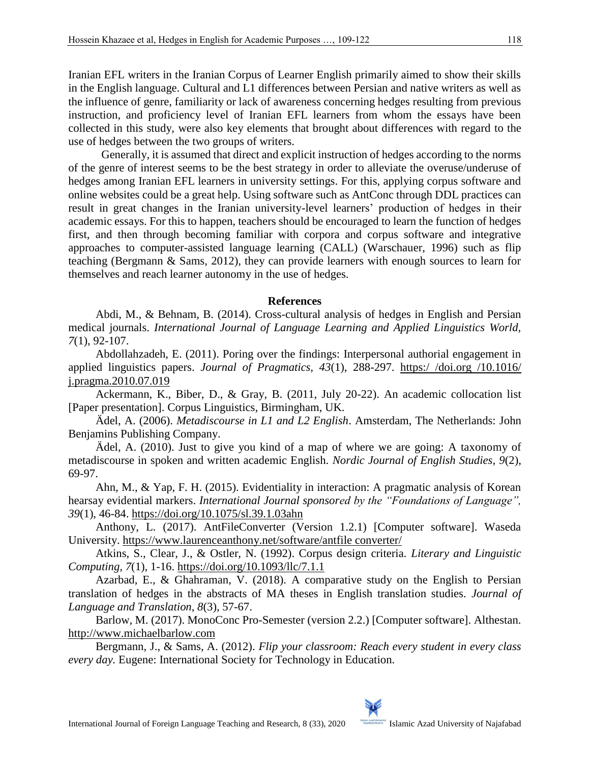Iranian EFL writers in the Iranian Corpus of Learner English primarily aimed to show their skills in the English language. Cultural and L1 differences between Persian and native writers as well as the influence of genre, familiarity or lack of awareness concerning hedges resulting from previous instruction, and proficiency level of Iranian EFL learners from whom the essays have been collected in this study, were also key elements that brought about differences with regard to the use of hedges between the two groups of writers.

Generally, it is assumed that direct and explicit instruction of hedges according to the norms of the genre of interest seems to be the best strategy in order to alleviate the overuse/underuse of hedges among Iranian EFL learners in university settings. For this, applying corpus software and online websites could be a great help. Using software such as AntConc through DDL practices can result in great changes in the Iranian university-level learners' production of hedges in their academic essays. For this to happen, teachers should be encouraged to learn the function of hedges first, and then through becoming familiar with corpora and corpus software and integrative approaches to computer-assisted language learning (CALL) (Warschauer, 1996) such as flip teaching (Bergmann & Sams, 2012), they can provide learners with enough sources to learn for themselves and reach learner autonomy in the use of hedges.

## References

Abdi, M., & Behnam, B. (2014). Cross-cultural analysis of hedges in English and Persian medical journals. *International Journal of Language Learning and Applied Linguistics World, 7*(1), 92-107.

Abdollahzadeh, E. (2011). Poring over the findings: Interpersonal authorial engagement in applied linguistics papers. *Journal of Pragmatics, 43*(1), 288-297. https:/ /doi.org /10.1016/ j.pragma.2010.07.019

Ackermann, K., Biber, D., & Gray, B. (2011, July 20-22). An academic collocation list [Paper presentation]. Corpus Linguistics, Birmingham, UK.

Ädel, A. (2006). *Metadiscourse in L1 and L2 English*. Amsterdam, The Netherlands: John Benjamins Publishing Company.

Ädel, A. (2010). Just to give you kind of a map of where we are going: A taxonomy of metadiscourse in spoken and written academic English. *Nordic Journal of English Studies, 9*(2), 69-97.

Ahn, M., & Yap, F. H. (2015). Evidentiality in interaction: A pragmatic analysis of Korean hearsay evidential markers. *International Journal sponsored by the "Foundations of Language", 39*(1), 46-84. https://doi.org/10.1075/sl.39.1.03ahn

Anthony, L. (2017). AntFileConverter (Version 1.2.1) [Computer software]. Waseda University. https://www.laurenceanthony.net/software/antfile converter/

Atkins, S., Clear, J., & Ostler, N. (1992). Corpus design criteria. *Literary and Linguistic Computing, 7*(1), 1-16. https://doi.org/10.1093/llc/7.1.1

Azarbad, E., & Ghahraman, V. (2018). A comparative study on the English to Persian translation of hedges in the abstracts of MA theses in English translation studies. *Journal of Language and Translation, 8*(3), 57-67.

Barlow, M. (2017). MonoConc Pro-Semester (version 2.2.) [Computer software]. Althestan. http://www.michaelbarlow.com

Bergmann, J., & Sams, A. (2012). *Flip your classroom: Reach every student in every class every day.* Eugene: International Society for Technology in Education.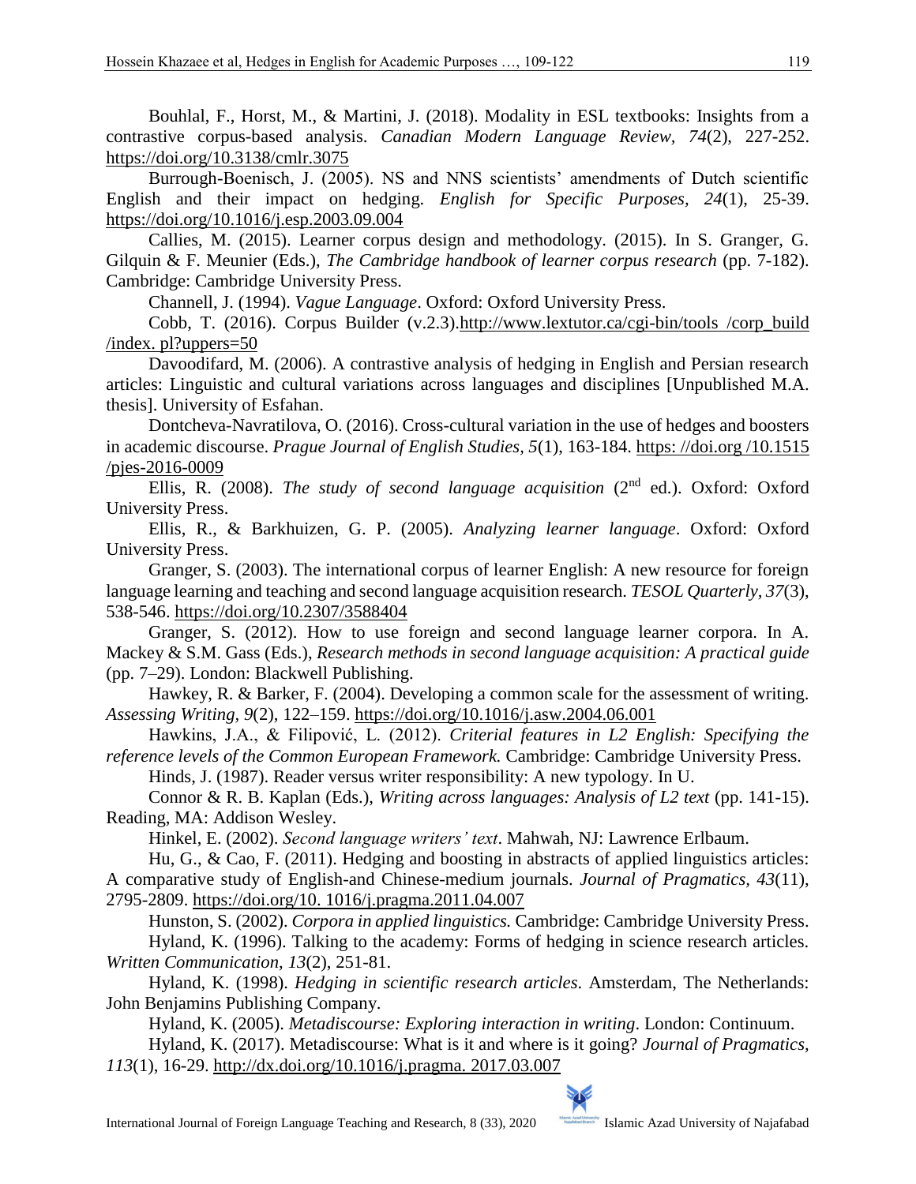Bouhlal, F., Horst, M., & Martini, J. (2018). Modality in ESL textbooks: Insights from a contrastive corpus-based analysis. *Canadian Modern Language Review, 74*(2), 227-252. https://doi.org/10.3138/cmlr.3075

Burrough-Boenisch, J. (2005). NS and NNS scientists' amendments of Dutch scientific English and their impact on hedging. *English for Specific Purposes, 24*(1), 25-39. https://doi.org/10.1016/j.esp.2003.09.004

Callies, M. (2015). Learner corpus design and methodology. (2015). In S. Granger, G. Gilquin & F. Meunier (Eds.), *The Cambridge handbook of learner corpus research* (pp. 7-182). Cambridge: Cambridge University Press.

Channell, J. (1994). *Vague Language*. Oxford: Oxford University Press.

Cobb, T. (2016). Corpus Builder (v.2.3).http://www.lextutor.ca/cgi-bin/tools /corp_build /index. pl?uppers=50

Davoodifard, M. (2006). A contrastive analysis of hedging in English and Persian research articles: Linguistic and cultural variations across languages and disciplines [Unpublished M.A. thesis]. University of Esfahan.

Dontcheva-Navratilova, O. (2016). Cross-cultural variation in the use of hedges and boosters in academic discourse. *Prague Journal of English Studies, 5*(1), 163-184. https: //doi.org /10.1515 /pjes-2016-0009

Ellis, R. (2008). *The study of second language acquisition* (2nd ed.). Oxford: Oxford University Press.

Ellis, R., & Barkhuizen, G. P. (2005). *Analyzing learner language*. Oxford: Oxford University Press.

Granger, S. (2003). The international corpus of learner English: A new resource for foreign language learning and teaching and second language acquisition research. *TESOL Quarterly, 37*(3), 538-546. https://doi.org/10.2307/3588404

Granger, S. (2012). How to use foreign and second language learner corpora. In A. Mackey & S.M. Gass (Eds.), *Research methods in second language acquisition: A practical guide* (pp. 7–29). London: Blackwell Publishing.

Hawkey, R. & Barker, F. (2004). Developing a common scale for the assessment of writing. *Assessing Writing, 9*(2), 122–159. https://doi.org/10.1016/j.asw.2004.06.001

Hawkins, J.A., & Filipović, L. (2012). *Criterial features in L2 English: Specifying the reference levels of the Common European Framework.* Cambridge: Cambridge University Press.

Hinds, J. (1987). Reader versus writer responsibility: A new typology. In U.

Connor & R. B. Kaplan (Eds.), *Writing across languages: Analysis of L2 text* (pp. 141-15). Reading, MA: Addison Wesley.

Hinkel, E. (2002). *Second language writers' text*. Mahwah, NJ: Lawrence Erlbaum.

Hu, G., & Cao, F. (2011). Hedging and boosting in abstracts of applied linguistics articles: A comparative study of English-and Chinese-medium journals. *Journal of Pragmatics, 43*(11), 2795-2809. https://doi.org/10. 1016/j.pragma.2011.04.007

Hunston, S. (2002). *Corpora in applied linguistics.* Cambridge: Cambridge University Press.

Hyland, K. (1996). Talking to the academy: Forms of hedging in science research articles. *Written Communication, 13*(2), 251-81.

Hyland, K. (1998). *Hedging in scientific research articles*. Amsterdam, The Netherlands: John Benjamins Publishing Company.

Hyland, K. (2005). *Metadiscourse: Exploring interaction in writing*. London: Continuum.

Hyland, K. (2017). Metadiscourse: What is it and where is it going? *Journal of Pragmatics, 113*(1), 16-29. http://dx.doi.org/10.1016/j.pragma. 2017.03.007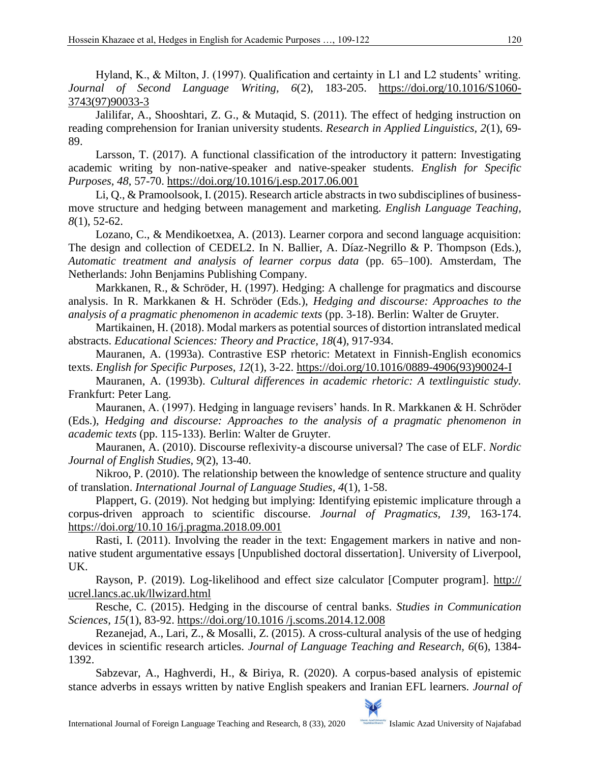Hyland, K., & Milton, J. (1997). Qualification and certainty in L1 and L2 students' writing. *Journal of Second Language Writing, 6*(2), 183-205. https://doi.org/10.1016/S1060-3743(97)90033-3

Jalilifar, A., Shooshtari, Z. G., & Mutaqid, S. (2011). The effect of hedging instruction on reading comprehension for Iranian university students. *Research in Applied Linguistics, 2*(1), 69-89.

Larsson, T. (2017). A functional classification of the introductory it pattern: Investigating academic writing by non-native-speaker and native-speaker students. *English for Specific Purposes, 48*, 57-70. https://doi.org/10.1016/j.esp.2017.06.001

Li, Q., & Pramoolsook, I. (2015). Research article abstracts in two subdisciplines of business-move structure and hedging between management and marketing. *English Language Teaching, 8*(1), 52-62.

Lozano, C., & Mendikoetxea, A. (2013). Learner corpora and second language acquisition: The design and collection of CEDEL2. In N. Ballier, A. Díaz-Negrillo & P. Thompson (Eds.), *Automatic treatment and analysis of learner corpus data* (pp. 65–100). Amsterdam, The Netherlands: John Benjamins Publishing Company.

Markkanen, R., & Schröder, H. (1997). Hedging: A challenge for pragmatics and discourse analysis. In R. Markkanen & H. Schröder (Eds.), *Hedging and discourse: Approaches to the analysis of a pragmatic phenomenon in academic texts* (pp. 3-18). Berlin: Walter de Gruyter.

Martikainen, H. (2018). Modal markers as potential sources of distortion intranslated medical abstracts. *Educational Sciences: Theory and Practice, 18*(4), 917-934.

Mauranen, A. (1993a). Contrastive ESP rhetoric: Metatext in Finnish-English economics texts. *English for Specific Purposes, 12*(1), 3-22. https://doi.org/10.1016/0889-4906(93)90024-I

Mauranen, A. (1993b). *Cultural differences in academic rhetoric: A textlinguistic study.* Frankfurt: Peter Lang.

Mauranen, A. (1997). Hedging in language revisers' hands. In R. Markkanen & H. Schröder (Eds.), *Hedging and discourse: Approaches to the analysis of a pragmatic phenomenon in academic texts* (pp. 115-133). Berlin: Walter de Gruyter.

Mauranen, A. (2010). Discourse reflexivity-a discourse universal? The case of ELF. *Nordic Journal of English Studies, 9*(2), 13-40.

Nikroo, P. (2010). The relationship between the knowledge of sentence structure and quality of translation. *International Journal of Language Studies, 4*(1), 1-58.

Plappert, G. (2019). Not hedging but implying: Identifying epistemic implicature through a corpus-driven approach to scientific discourse. *Journal of Pragmatics, 139*, 163-174. https://doi.org/10.10 16/j.pragma.2018.09.001

Rasti, I. (2011). Involving the reader in the text: Engagement markers in native and non-native student argumentative essays [Unpublished doctoral dissertation]. University of Liverpool, UK.

Rayson, P. (2019). Log-likelihood and effect size calculator [Computer program]. http:// ucrel.lancs.ac.uk/llwizard.html

Resche, C. (2015). Hedging in the discourse of central banks. *Studies in Communication Sciences, 15*(1), 83-92. https://doi.org/10.1016 /j.scoms.2014.12.008

Rezanejad, A., Lari, Z., & Mosalli, Z. (2015). A cross-cultural analysis of the use of hedging devices in scientific research articles. *Journal of Language Teaching and Research, 6*(6), 1384-1392.

Sabzevar, A., Haghverdi, H., & Biriya, R. (2020). A corpus-based analysis of epistemic stance adverbs in essays written by native English speakers and Iranian EFL learners. *Journal of*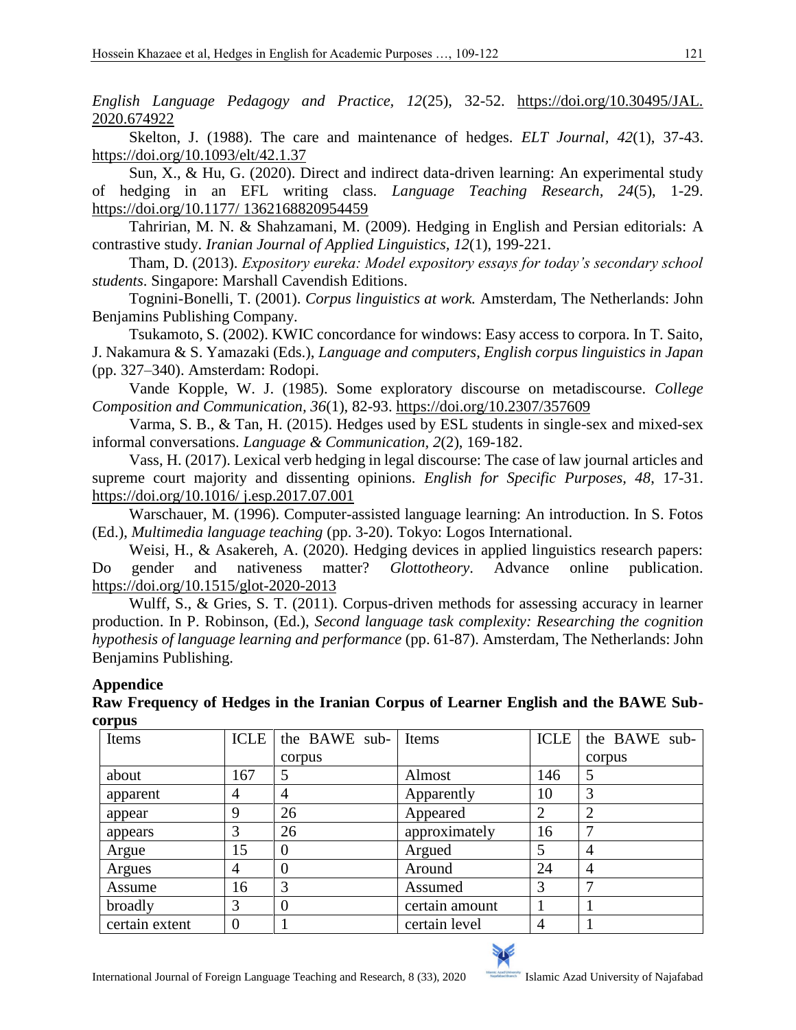*English Language Pedagogy and Practice, 12*(25), 32-52. https://doi.org/10.30495/JAL.2020.674922

Skelton, J. (1988). The care and maintenance of hedges. *ELT Journal, 42*(1), 37-43. https://doi.org/10.1093/elt/42.1.37

Sun, X., & Hu, G. (2020). Direct and indirect data-driven learning: An experimental study of hedging in an EFL writing class. *Language Teaching Research, 24*(5), 1-29. https://doi.org/10.1177/ 1362168820954459

Tahririan, M. N. & Shahzamani, M. (2009). Hedging in English and Persian editorials: A contrastive study. *Iranian Journal of Applied Linguistics, 12*(1), 199-221.

Tham, D. (2013). *Expository eureka: Model expository essays for today's secondary school students*. Singapore: Marshall Cavendish Editions.

Tognini-Bonelli, T. (2001). *Corpus linguistics at work.* Amsterdam, The Netherlands: John Benjamins Publishing Company.

Tsukamoto, S. (2002). KWIC concordance for windows: Easy access to corpora. In T. Saito, J. Nakamura & S. Yamazaki (Eds.), *Language and computers, English corpus linguistics in Japan* (pp. 327–340). Amsterdam: Rodopi.

Vande Kopple, W. J. (1985). Some exploratory discourse on metadiscourse. *College Composition and Communication, 36*(1), 82-93. https://doi.org/10.2307/357609

Varma, S. B., & Tan, H. (2015). Hedges used by ESL students in single-sex and mixed-sex informal conversations. *Language & Communication, 2*(2), 169-182.

Vass, H. (2017). Lexical verb hedging in legal discourse: The case of law journal articles and supreme court majority and dissenting opinions. *English for Specific Purposes, 48*, 17-31. https://doi.org/10.1016/ j.esp.2017.07.001

Warschauer, M. (1996). Computer-assisted language learning: An introduction. In S. Fotos (Ed.), *Multimedia language teaching* (pp. 3-20). Tokyo: Logos International.

Weisi, H., & Asakereh, A. (2020). Hedging devices in applied linguistics research papers: Do gender and nativeness matter? *Glottotheory*. Advance online publication. https://doi.org/10.1515/glot-2020-2013

Wulff, S., & Gries, S. T. (2011). Corpus-driven methods for assessing accuracy in learner production. In P. Robinson, (Ed.), *Second language task complexity: Researching the cognition hypothesis of language learning and performance* (pp. 61-87). Amsterdam, The Netherlands: John Benjamins Publishing.

## Appendice

**Raw Frequency of Hedges in the Iranian Corpus of Learner English and the BAWE Sub-corpus**

| Items | ICLE | the BAWE sub-corpus | Items | ICLE | the BAWE sub-corpus |
|---|---|---|---|---|---|
| about | 167 | 5 | Almost | 146 | 5 |
| apparent | 4 | 4 | Apparently | 10 | 3 |
| appear | 9 | 26 | Appeared | 2 | 2 |
| appears | 3 | 26 | approximately | 16 | 7 |
| Argue | 15 | 0 | Argued | 5 | 4 |
| Argues | 4 | 0 | Around | 24 | 4 |
| Assume | 16 | 3 | Assumed | 3 | 7 |
| broadly | 3 | 0 | certain amount | 1 | 1 |
| certain extent | 0 | 1 | certain level | 4 | 1 |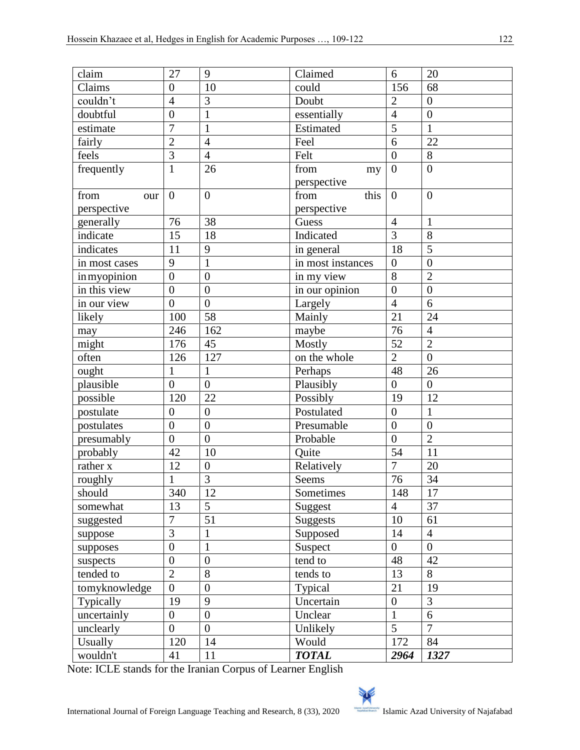| | | | | | |
|---|---|---|---|---|---|
| claim | 27 | 9 | Claimed | 6 | 20 |
| Claims | 0 | 10 | could | 156 | 68 |
| couldn't | 4 | 3 | Doubt | 2 | 0 |
| doubtful | 0 | 1 | essentially | 4 | 0 |
| estimate | 7 | 1 | Estimated | 5 | 1 |
| fairly | 2 | 4 | Feel | 6 | 22 |
| feels | 3 | 4 | Felt | 0 | 8 |
| frequently | 1 | 26 | from my perspective | 0 | 0 |
| from our perspective | 0 | 0 | from this perspective | 0 | 0 |
| generally | 76 | 38 | Guess | 4 | 1 |
| indicate | 15 | 18 | Indicated | 3 | 8 |
| indicates | 11 | 9 | in general | 18 | 5 |
| in most cases | 9 | 1 | in most instances | 0 | 0 |
| in myopinion | 0 | 0 | in my view | 8 | 2 |
| in this view | 0 | 0 | in our opinion | 0 | 0 |
| in our view | 0 | 0 | Largely | 4 | 6 |
| likely | 100 | 58 | Mainly | 21 | 24 |
| may | 246 | 162 | maybe | 76 | 4 |
| might | 176 | 45 | Mostly | 52 | 2 |
| often | 126 | 127 | on the whole | 2 | 0 |
| ought | 1 | 1 | Perhaps | 48 | 26 |
| plausible | 0 | 0 | Plausibly | 0 | 0 |
| possible | 120 | 22 | Possibly | 19 | 12 |
| postulate | 0 | 0 | Postulated | 0 | 1 |
| postulates | 0 | 0 | Presumable | 0 | 0 |
| presumably | 0 | 0 | Probable | 0 | 2 |
| probably | 42 | 10 | Quite | 54 | 11 |
| rather x | 12 | 0 | Relatively | 7 | 20 |
| roughly | 1 | 3 | Seems | 76 | 34 |
| should | 340 | 12 | Sometimes | 148 | 17 |
| somewhat | 13 | 5 | Suggest | 4 | 37 |
| suggested | 7 | 51 | Suggests | 10 | 61 |
| suppose | 3 | 1 | Supposed | 14 | 4 |
| supposes | 0 | 1 | Suspect | 0 | 0 |
| suspects | 0 | 0 | tend to | 48 | 42 |
| tended to | 2 | 8 | tends to | 13 | 8 |
| tomyknowledge | 0 | 0 | Typical | 21 | 19 |
| Typically | 19 | 9 | Uncertain | 0 | 3 |
| uncertainly | 0 | 0 | Unclear | 1 | 6 |
| unclearly | 0 | 0 | Unlikely | 5 | 7 |
| Usually | 120 | 14 | Would | 172 | 84 |
| wouldn't | 41 | 11 | ***TOTAL*** | ***2964*** | ***1327*** |

Note: ICLE stands for the Iranian Corpus of Learner English